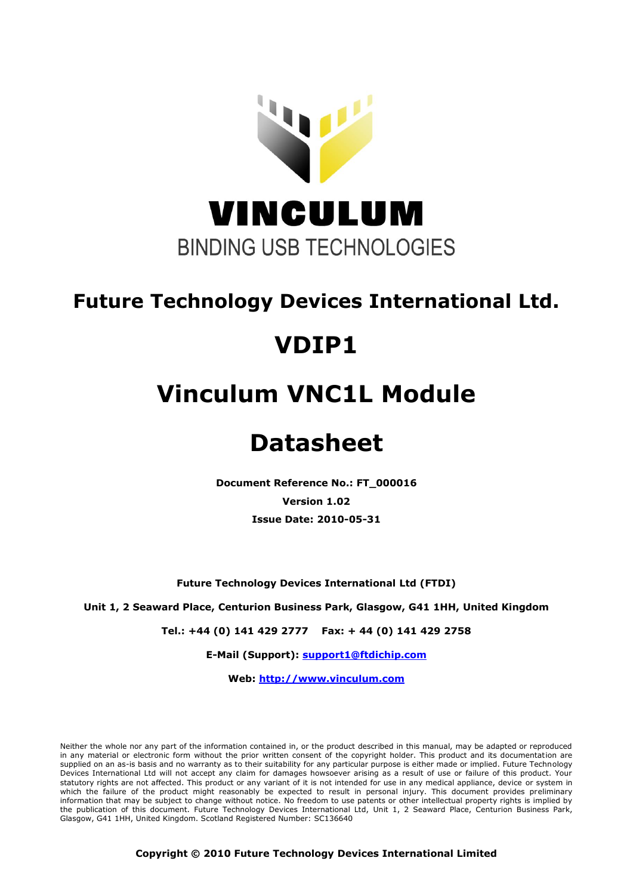VINCULUM

BINDING USB TECHNOLOGIES

# Future Technology Devices International Ltd.

# VDIP1

# Vinculum VNC1L Module

# Datasheet

**Document Reference No.: FT_000016**

**Version 1.02**

**Issue Date: 2010-05-31**

**Future Technology Devices International Ltd (FTDI)**

**Unit 1, 2 Seaward Place, Centurion Business Park, Glasgow, G41 1HH, United Kingdom**

**Tel.: +44 (0) 141 429 2777 Fax: + 44 (0) 141 429 2758**

**E-Mail (Support): support1@ftdichip.com**

**Web: http://www.vinculum.com**

Neither the whole nor any part of the information contained in, or the product described in this manual, may be adapted or reproduced in any material or electronic form without the prior written consent of the copyright holder. This product and its documentation are supplied on an as-is basis and no warranty as to their suitability for any particular purpose is either made or implied. Future Technology Devices International Ltd will not accept any claim for damages howsoever arising as a result of use or failure of this product. Your statutory rights are not affected. This product or any variant of it is not intended for use in any medical appliance, device or system in which the failure of the product might reasonably be expected to result in personal injury. This document provides preliminary information that may be subject to change without notice. No freedom to use patents or other intellectual property rights is implied by the publication of this document. Future Technology Devices International Ltd, Unit 1, 2 Seaward Place, Centurion Business Park, Glasgow, G41 1HH, United Kingdom. Scotland Registered Number: SC136640

**Copyright © 2010 Future Technology Devices International Limited**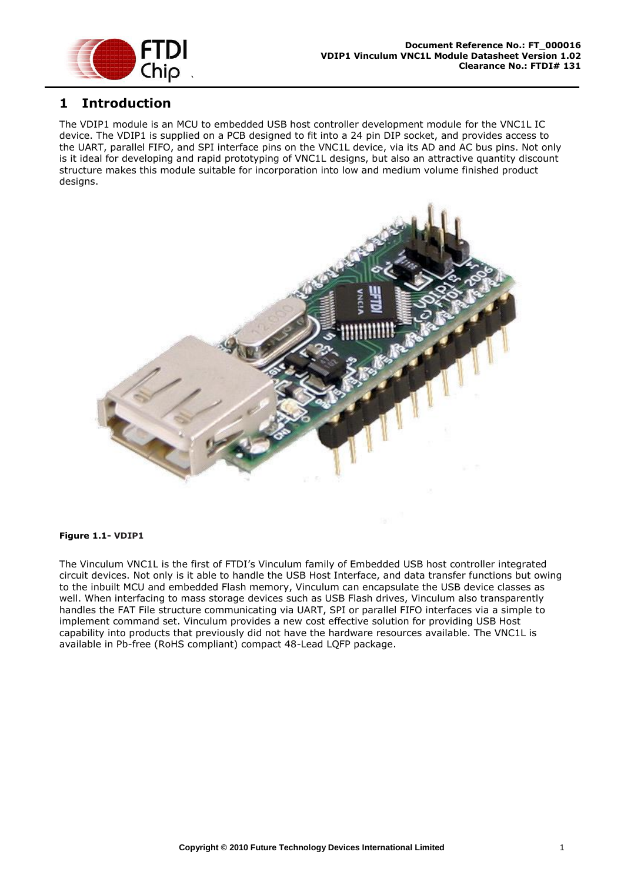# 1 Introduction

The VDIP1 module is an MCU to embedded USB host controller development module for the VNC1L IC device. The VDIP1 is supplied on a PCB designed to fit into a 24 pin DIP socket, and provides access to the UART, parallel FIFO, and SPI interface pins on the VNC1L device, via its AD and AC bus pins. Not only is it ideal for developing and rapid prototyping of VNC1L designs, but also an attractive quantity discount structure makes this module suitable for incorporation into low and medium volume finished product designs.

**Figure 1.1- VDIP1**

The Vinculum VNC1L is the first of FTDI's Vinculum family of Embedded USB host controller integrated circuit devices. Not only is it able to handle the USB Host Interface, and data transfer functions but owing to the inbuilt MCU and embedded Flash memory, Vinculum can encapsulate the USB device classes as well. When interfacing to mass storage devices such as USB Flash drives, Vinculum also transparently handles the FAT File structure communicating via UART, SPI or parallel FIFO interfaces via a simple to implement command set. Vinculum provides a new cost effective solution for providing USB Host capability into products that previously did not have the hardware resources available. The VNC1L is available in Pb-free (RoHS compliant) compact 48-Lead LQFP package.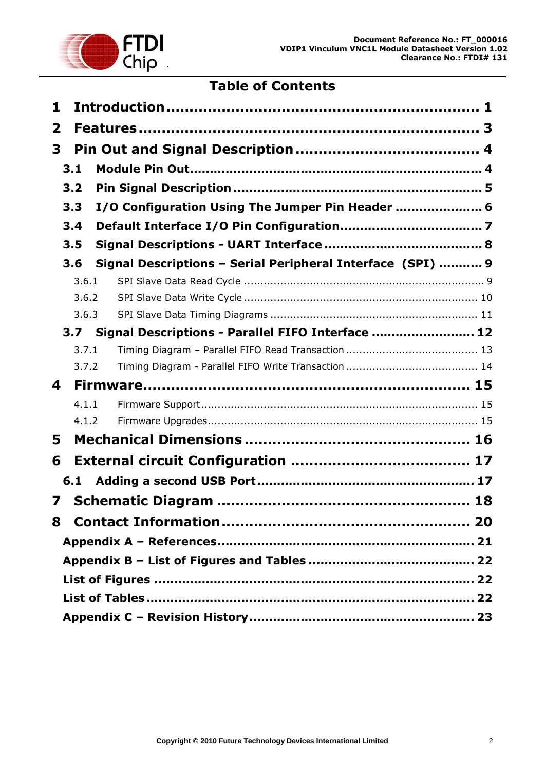# Table of Contents

**1 Introduction ........................................................ 1**

**2 Features ........................................................ 3**

**3 Pin Out and Signal Description ........................................ 4**

**3.1 Module Pin Out ........................................................ 4**

**3.2 Pin Signal Description ........................................................ 5**

**3.3 I/O Configuration Using The Jumper Pin Header ...................... 6**

**3.4 Default Interface I/O Pin Configuration ...................................... 7**

**3.5 Signal Descriptions - UART Interface ........................................ 8**

**3.6 Signal Descriptions – Serial Peripheral Interface (SPI) ........... 9**

3.6.1 SPI Slave Data Read Cycle ........................................................ 9

3.6.2 SPI Slave Data Write Cycle ........................................................ 10

3.6.3 SPI Slave Data Timing Diagrams ................................................ 11

**3.7 Signal Descriptions - Parallel FIFO Interface ......................... 12**

3.7.1 Timing Diagram – Parallel FIFO Read Transaction ........................ 13

3.7.2 Timing Diagram - Parallel FIFO Write Transaction ........................ 14

**4 Firmware ........................................................ 15**

4.1.1 Firmware Support ........................................................ 15

4.1.2 Firmware Upgrades ........................................................ 15

**5 Mechanical Dimensions ................................................ 16**

**6 External circuit Configuration ........................................ 17**

**6.1 Adding a second USB Port ........................................................ 17**

**7 Schematic Diagram ........................................................ 18**

**8 Contact Information ........................................................ 20**

**Appendix A – References ........................................................ 21**

**Appendix B – List of Figures and Tables ......................................... 22**

**List of Figures ........................................................ 22**

**List of Tables ........................................................ 22**

**Appendix C – Revision History ........................................................ 23**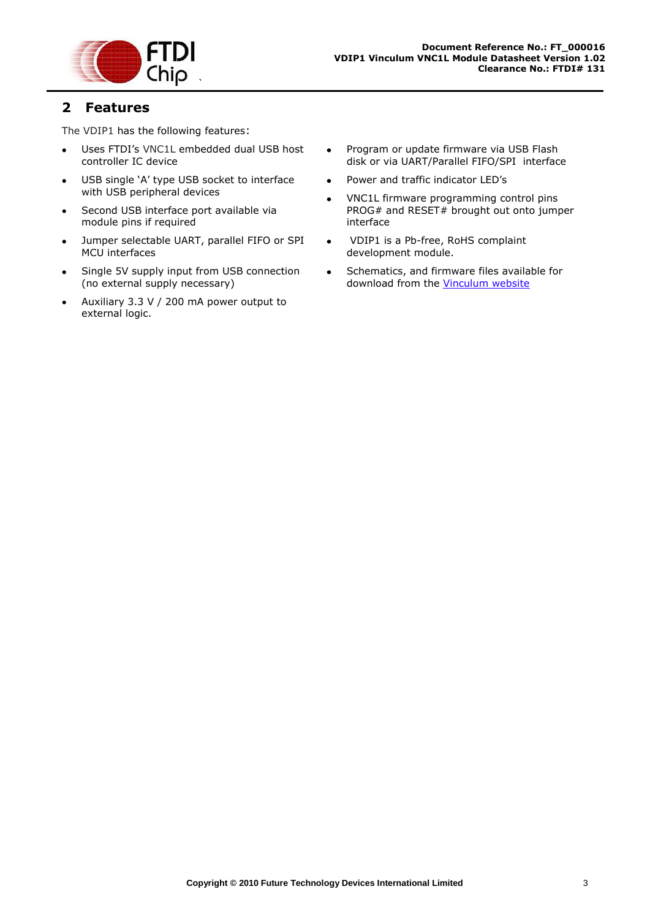## 2 Features

The VDIP1 has the following features:

- Uses FTDI's VNC1L embedded dual USB host controller IC device
- USB single 'A' type USB socket to interface with USB peripheral devices
- Second USB interface port available via module pins if required
- Jumper selectable UART, parallel FIFO or SPI MCU interfaces
- Single 5V supply input from USB connection (no external supply necessary)
- Auxiliary 3.3 V / 200 mA power output to external logic.
- Program or update firmware via USB Flash disk or via UART/Parallel FIFO/SPI interface
- Power and traffic indicator LED's
- VNC1L firmware programming control pins PROG# and RESET# brought out onto jumper interface
- VDIP1 is a Pb-free, RoHS complaint development module.
- Schematics, and firmware files available for download from the Vinculum website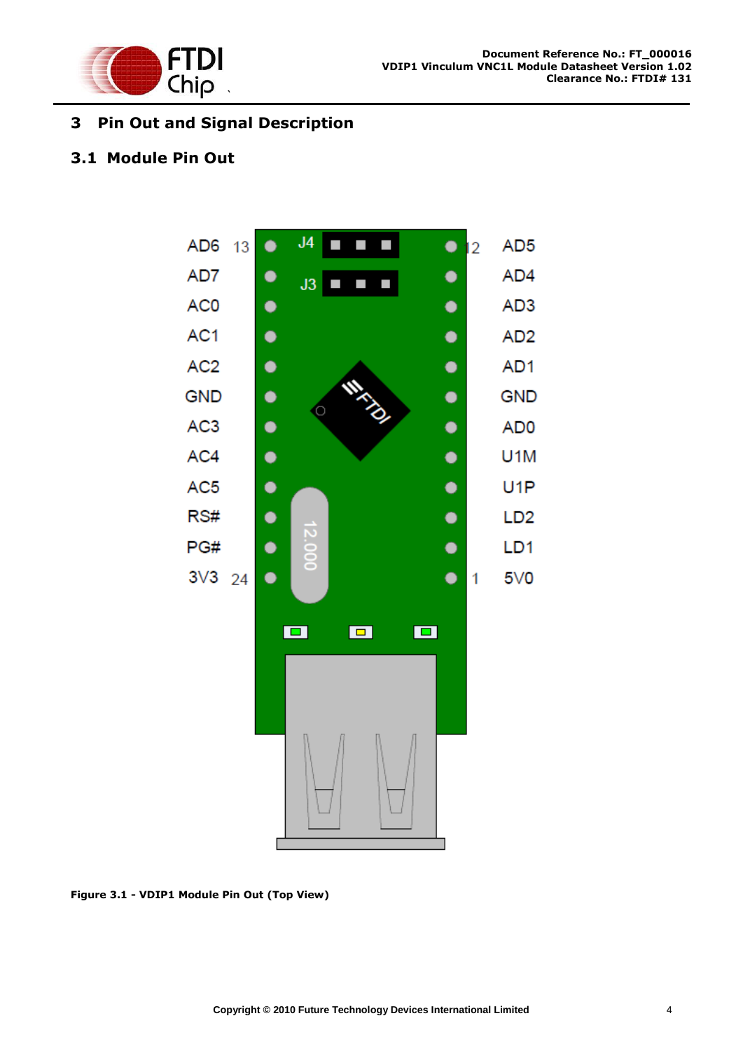# 3 Pin Out and Signal Description

## 3.1 Module Pin Out

Figure 3.1 - VDIP1 Module Pin Out (Top View)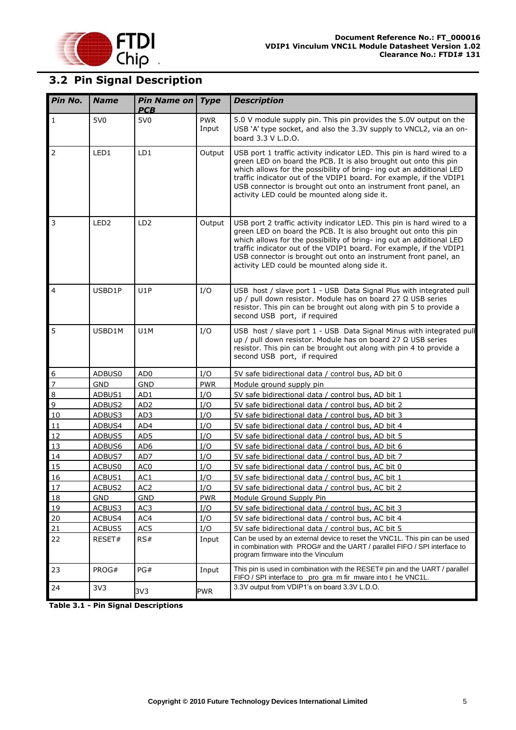## 3.2 Pin Signal Description

| Pin No. | Name | Pin Name on PCB | Type | Description |
|---|---|---|---|---|
| 1 | 5V0 | 5V0 | PWR Input | 5.0 V module supply pin. This pin provides the 5.0V output on the USB 'A' type socket, and also the 3.3V supply to VNCL2, via an on-board 3.3 V L.D.O. |
| 2 | LED1 | LD1 | Output | USB port 1 traffic activity indicator LED. This pin is hard wired to a green LED on board the PCB. It is also brought out onto this pin which allows for the possibility of bring- ing out an additional LED traffic indicator out of the VDIP1 board. For example, if the VDIP1 USB connector is brought out onto an instrument front panel, an activity LED could be mounted along side it. |
| 3 | LED2 | LD2 | Output | USB port 2 traffic activity indicator LED. This pin is hard wired to a green LED on board the PCB. It is also brought out onto this pin which allows for the possibility of bring- ing out an additional LED traffic indicator out of the VDIP1 board. For example, if the VDIP1 USB connector is brought out onto an instrument front panel, an activity LED could be mounted along side it. |
| 4 | USBD1P | U1P | I/O | USB host / slave port 1 - USB Data Signal Plus with integrated pull up / pull down resistor. Module has on board 27 Ω USB series resistor. This pin can be brought out along with pin 5 to provide a second USB port, if required |
| 5 | USBD1M | U1M | I/O | USB host / slave port 1 - USB Data Signal Minus with integrated pull up / pull down resistor. Module has on board 27 Ω USB series resistor. This pin can be brought out along with pin 4 to provide a second USB port, if required |
| 6 | ADBUS0 | AD0 | I/O | 5V safe bidirectional data / control bus, AD bit 0 |
| 7 | GND | GND | PWR | Module ground supply pin |
| 8 | ADBUS1 | AD1 | I/O | 5V safe bidirectional data / control bus, AD bit 1 |
| 9 | ADBUS2 | AD2 | I/O | 5V safe bidirectional data / control bus, AD bit 2 |
| 10 | ADBUS3 | AD3 | I/O | 5V safe bidirectional data / control bus, AD bit 3 |
| 11 | ADBUS4 | AD4 | I/O | 5V safe bidirectional data / control bus, AD bit 4 |
| 12 | ADBUS5 | AD5 | I/O | 5V safe bidirectional data / control bus, AD bit 5 |
| 13 | ADBUS6 | AD6 | I/O | 5V safe bidirectional data / control bus, AD bit 6 |
| 14 | ADBUS7 | AD7 | I/O | 5V safe bidirectional data / control bus, AD bit 7 |
| 15 | ACBUS0 | AC0 | I/O | 5V safe bidirectional data / control bus, AC bit 0 |
| 16 | ACBUS1 | AC1 | I/O | 5V safe bidirectional data / control bus, AC bit 1 |
| 17 | ACBUS2 | AC2 | I/O | 5V safe bidirectional data / control bus, AC bit 2 |
| 18 | GND | GND | PWR | Module Ground Supply Pin |
| 19 | ACBUS3 | AC3 | I/O | 5V safe bidirectional data / control bus, AC bit 3 |
| 20 | ACBUS4 | AC4 | I/O | 5V safe bidirectional data / control bus, AC bit 4 |
| 21 | ACBUS5 | AC5 | I/O | 5V safe bidirectional data / control bus, AC bit 5 |
| 22 | RESET# | RS# | Input | Can be used by an external device to reset the VNC1L. This pin can be used in combination with PROG# and the UART / parallel FIFO / SPI interface to program firmware into the Vinculum |
| 23 | PROG# | PG# | Input | This pin is used in combination with the RESET# pin and the UART / parallel FIFO / SPI interface to pro gra m fir mware into t he VNC1L. |
| 24 | 3V3 | 3V3 | PWR | 3.3V output from VDIP1's on board 3.3V L.D.O. |

**Table 3.1 - Pin Signal Descriptions**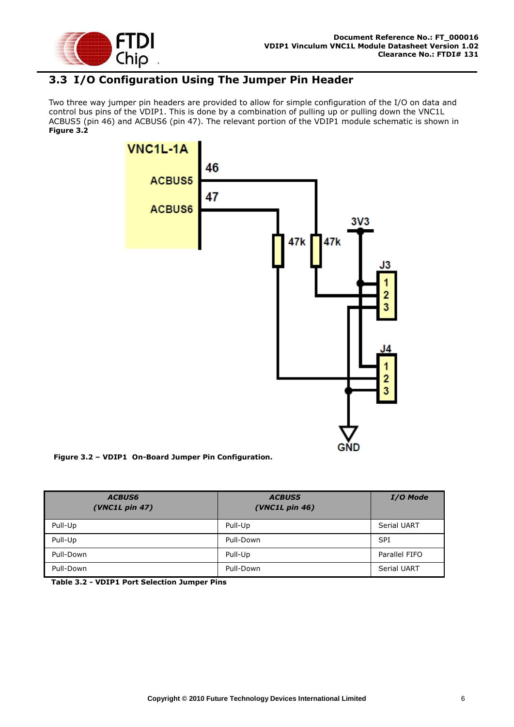## 3.3 I/O Configuration Using The Jumper Pin Header

Two three way jumper pin headers are provided to allow for simple configuration of the I/O on data and control bus pins of the VDIP1. This is done by a combination of pulling up or pulling down the VNC1L ACBUS5 (pin 46) and ACBUS6 (pin 47). The relevant portion of the VDIP1 module schematic is shown in **Figure 3.2**

**Figure 3.2 – VDIP1 On-Board Jumper Pin Configuration.**

| ***ACBUS6 (VNC1L pin 47)*** | ***ACBUS5 (VNC1L pin 46)*** | ***I/O Mode*** |
|---|---|---|
| Pull-Up | Pull-Up | Serial UART |
| Pull-Up | Pull-Down | SPI |
| Pull-Down | Pull-Up | Parallel FIFO |
| Pull-Down | Pull-Down | Serial UART |

**Table 3.2 - VDIP1 Port Selection Jumper Pins**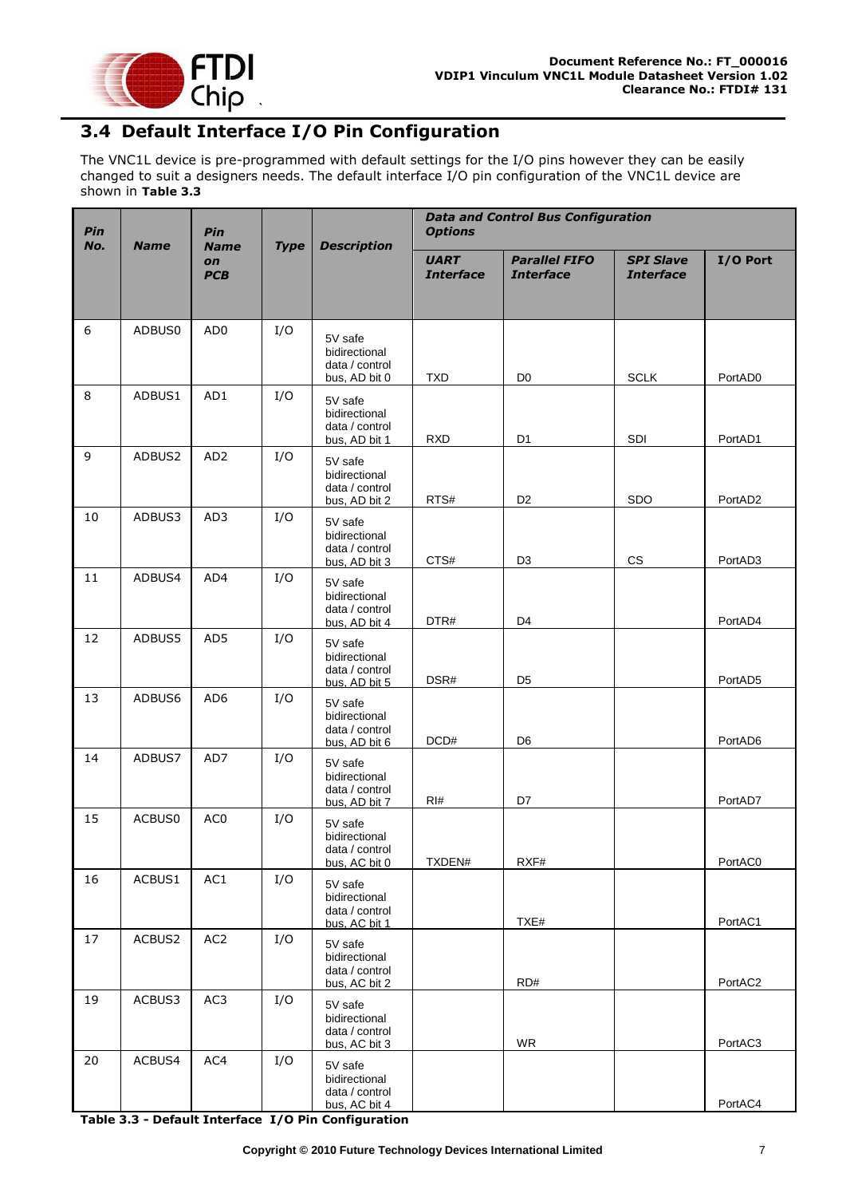## 3.4 Default Interface I/O Pin Configuration

The VNC1L device is pre-programmed with default settings for the I/O pins however they can be easily changed to suit a designers needs. The default interface I/O pin configuration of the VNC1L device are shown in **Table 3.3**

| Pin No. | Name | Pin Name on PCB | Type | Description | Data and Control Bus Configuration Options | | | |
|---|---|---|---|---|---|---|---|---|
| | | | | | UART Interface | Parallel FIFO Interface | SPI Slave Interface | I/O Port |
| 6 | ADBUS0 | AD0 | I/O | 5V safe bidirectional data / control bus, AD bit 0 | TXD | D0 | SCLK | PortAD0 |
| 8 | ADBUS1 | AD1 | I/O | 5V safe bidirectional data / control bus, AD bit 1 | RXD | D1 | SDI | PortAD1 |
| 9 | ADBUS2 | AD2 | I/O | 5V safe bidirectional data / control bus, AD bit 2 | RTS# | D2 | SDO | PortAD2 |
| 10 | ADBUS3 | AD3 | I/O | 5V safe bidirectional data / control bus, AD bit 3 | CTS# | D3 | CS | PortAD3 |
| 11 | ADBUS4 | AD4 | I/O | 5V safe bidirectional data / control bus, AD bit 4 | DTR# | D4 | | PortAD4 |
| 12 | ADBUS5 | AD5 | I/O | 5V safe bidirectional data / control bus, AD bit 5 | DSR# | D5 | | PortAD5 |
| 13 | ADBUS6 | AD6 | I/O | 5V safe bidirectional data / control bus, AD bit 6 | DCD# | D6 | | PortAD6 |
| 14 | ADBUS7 | AD7 | I/O | 5V safe bidirectional data / control bus, AD bit 7 | RI# | D7 | | PortAD7 |
| 15 | ACBUS0 | AC0 | I/O | 5V safe bidirectional data / control bus, AC bit 0 | TXDEN# | RXF# | | PortAC0 |
| 16 | ACBUS1 | AC1 | I/O | 5V safe bidirectional data / control bus, AC bit 1 | | TXE# | | PortAC1 |
| 17 | ACBUS2 | AC2 | I/O | 5V safe bidirectional data / control bus, AC bit 2 | | RD# | | PortAC2 |
| 19 | ACBUS3 | AC3 | I/O | 5V safe bidirectional data / control bus, AC bit 3 | | WR | | PortAC3 |
| 20 | ACBUS4 | AC4 | I/O | 5V safe bidirectional data / control bus, AC bit 4 | | | | PortAC4 |

**Table 3.3 - Default Interface I/O Pin Configuration**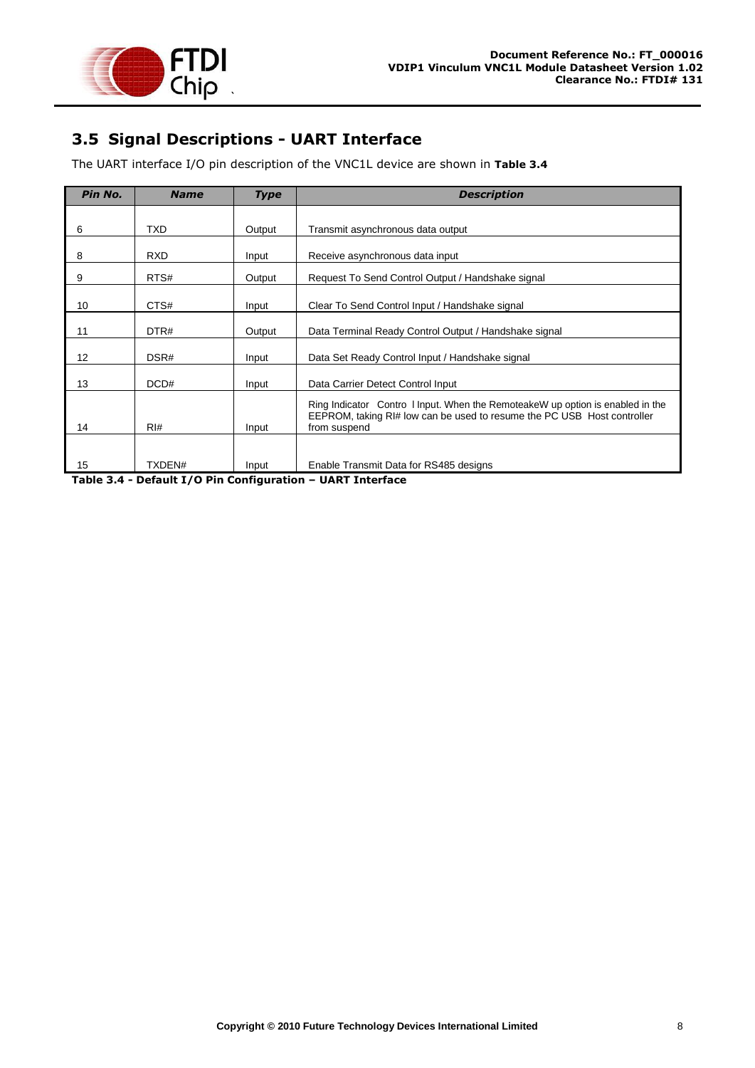## 3.5 Signal Descriptions - UART Interface

The UART interface I/O pin description of the VNC1L device are shown in **Table 3.4**

| Pin No. | Name | Type | Description |
|---|---|---|---|
| 6 | TXD | Output | Transmit asynchronous data output |
| 8 | RXD | Input | Receive asynchronous data input |
| 9 | RTS# | Output | Request To Send Control Output / Handshake signal |
| 10 | CTS# | Input | Clear To Send Control Input / Handshake signal |
| 11 | DTR# | Output | Data Terminal Ready Control Output / Handshake signal |
| 12 | DSR# | Input | Data Set Ready Control Input / Handshake signal |
| 13 | DCD# | Input | Data Carrier Detect Control Input |
| 14 | RI# | Input | Ring Indicator Contro l Input. When the RemoteakeW up option is enabled in the EEPROM, taking RI# low can be used to resume the PC USB Host controller from suspend |
| 15 | TXDEN# | Input | Enable Transmit Data for RS485 designs |

**Table 3.4 - Default I/O Pin Configuration – UART Interface**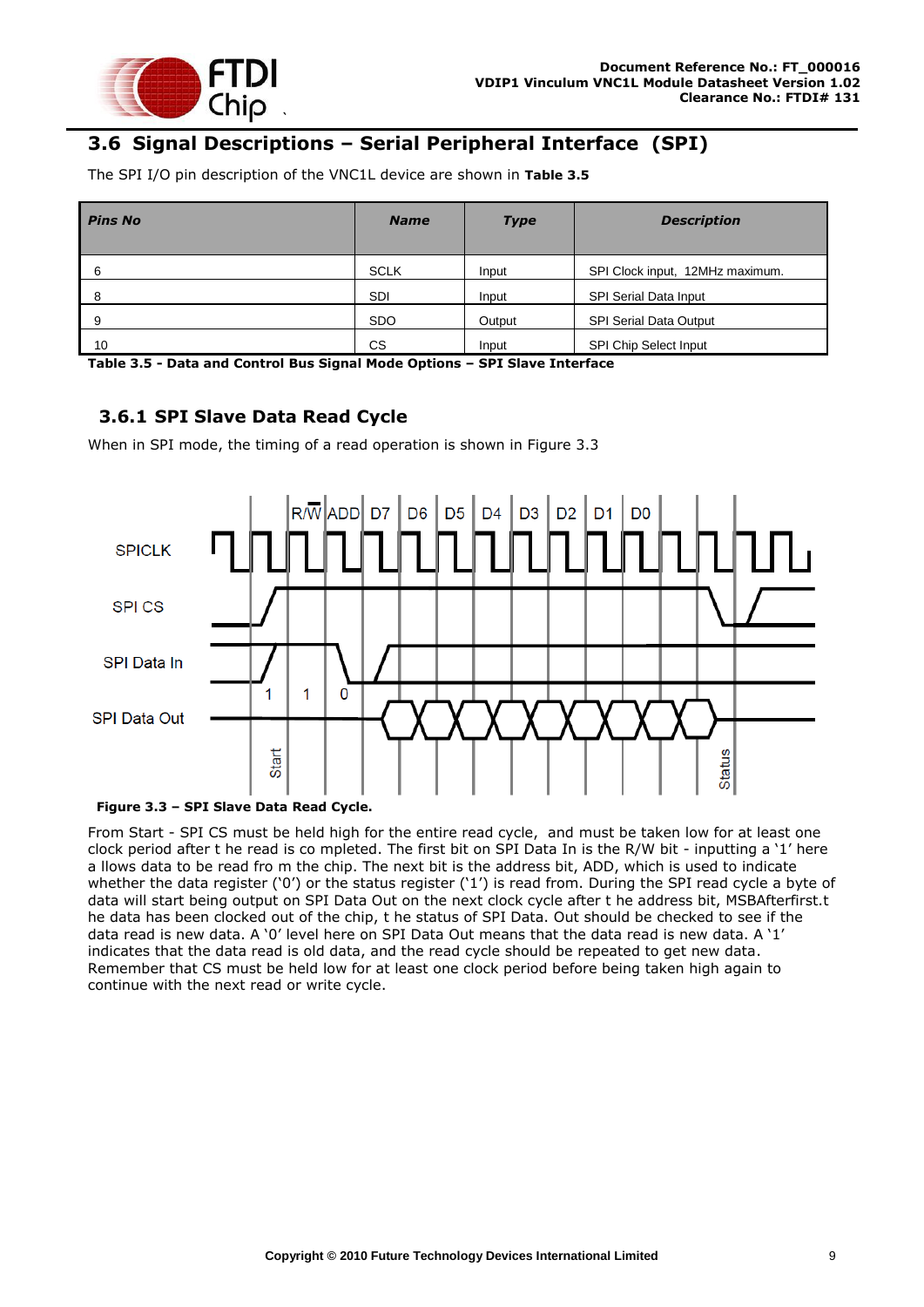## 3.6 Signal Descriptions – Serial Peripheral Interface (SPI)

The SPI I/O pin description of the VNC1L device are shown in **Table 3.5**

| Pins No | Name | Type | Description |
|---|---|---|---|
| 6 | SCLK | Input | SPI Clock input, 12MHz maximum. |
| 8 | SDI | Input | SPI Serial Data Input |
| 9 | SDO | Output | SPI Serial Data Output |
| 10 | CS | Input | SPI Chip Select Input |

**Table 3.5 - Data and Control Bus Signal Mode Options – SPI Slave Interface**

### 3.6.1 SPI Slave Data Read Cycle

When in SPI mode, the timing of a read operation is shown in Figure 3.3

**Figure 3.3 – SPI Slave Data Read Cycle.**

From Start - SPI CS must be held high for the entire read cycle, and must be taken low for at least one clock period after t he read is co mpleted. The first bit on SPI Data In is the R/W bit - inputting a '1' here a llows data to be read fro m the chip. The next bit is the address bit, ADD, which is used to indicate whether the data register ('0') or the status register ('1') is read from. During the SPI read cycle a byte of data will start being output on SPI Data Out on the next clock cycle after t he address bit, MSBAfterfirst.t he data has been clocked out of the chip, t he status of SPI Data. Out should be checked to see if the data read is new data. A '0' level here on SPI Data Out means that the data read is new data. A '1' indicates that the data read is old data, and the read cycle should be repeated to get new data. Remember that CS must be held low for at least one clock period before being taken high again to continue with the next read or write cycle.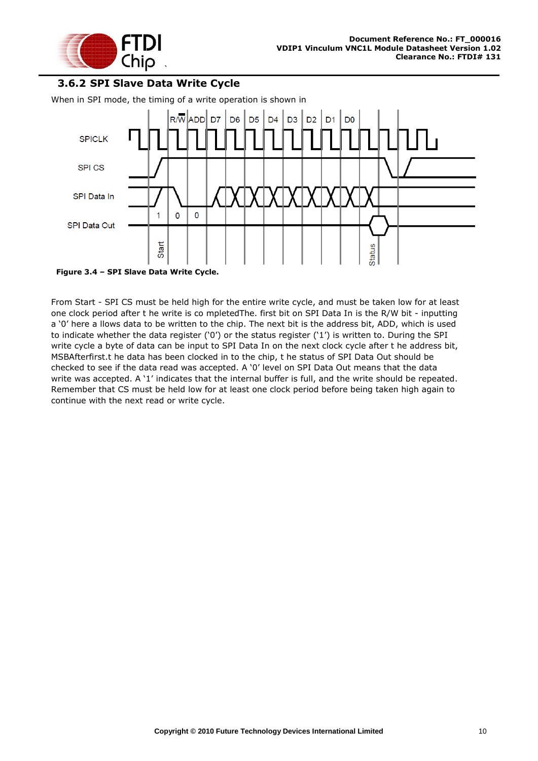### 3.6.2 SPI Slave Data Write Cycle

When in SPI mode, the timing of a write operation is shown in

**Figure 3.4 – SPI Slave Data Write Cycle.**

From Start - SPI CS must be held high for the entire write cycle, and must be taken low for at least one clock period after t he write is co mpletedThe. first bit on SPI Data In is the R/W bit - inputting a '0' here a llows data to be written to the chip. The next bit is the address bit, ADD, which is used to indicate whether the data register ('0') or the status register ('1') is written to. During the SPI write cycle a byte of data can be input to SPI Data In on the next clock cycle after t he address bit, MSBAfterfirst.t he data has been clocked in to the chip, t he status of SPI Data Out should be checked to see if the data read was accepted. A '0' level on SPI Data Out means that the data write was accepted. A '1' indicates that the internal buffer is full, and the write should be repeated. Remember that CS must be held low for at least one clock period before being taken high again to continue with the next read or write cycle.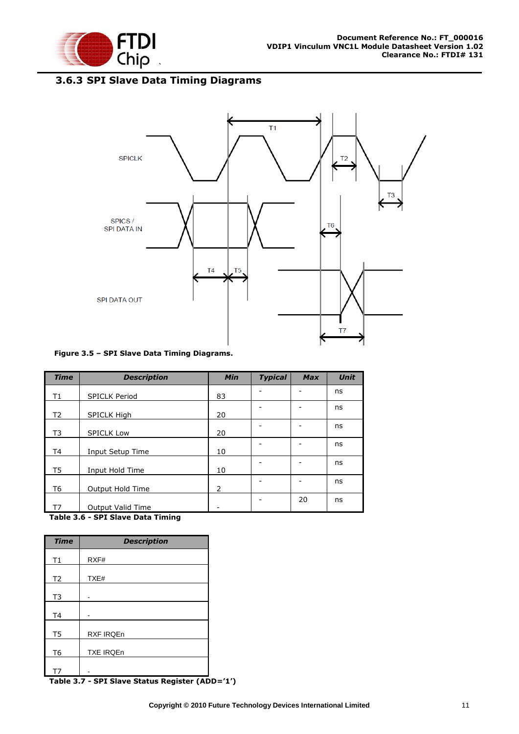### 3.6.3 SPI Slave Data Timing Diagrams

**Figure 3.5 – SPI Slave Data Timing Diagrams.**

| Time | Description | Min | Typical | Max | Unit |
|---|---|---|---|---|---|
| T1 | SPICLK Period | 83 | - | - | ns |
| T2 | SPICLK High | 20 | - | - | ns |
| T3 | SPICLK Low | 20 | - | - | ns |
| T4 | Input Setup Time | 10 | - | - | ns |
| T5 | Input Hold Time | 10 | - | - | ns |
| T6 | Output Hold Time | 2 | - | - | ns |
| T7 | Output Valid Time | - | - | 20 | ns |

**Table 3.6 - SPI Slave Data Timing**

| Time | Description |
|---|---|
| T1 | RXF# |
| T2 | TXE# |
| T3 | - |
| T4 | - |
| T5 | RXF IRQEn |
| T6 | TXE IRQEn |
| T7 | - |

**Table 3.7 - SPI Slave Status Register (ADD='1')**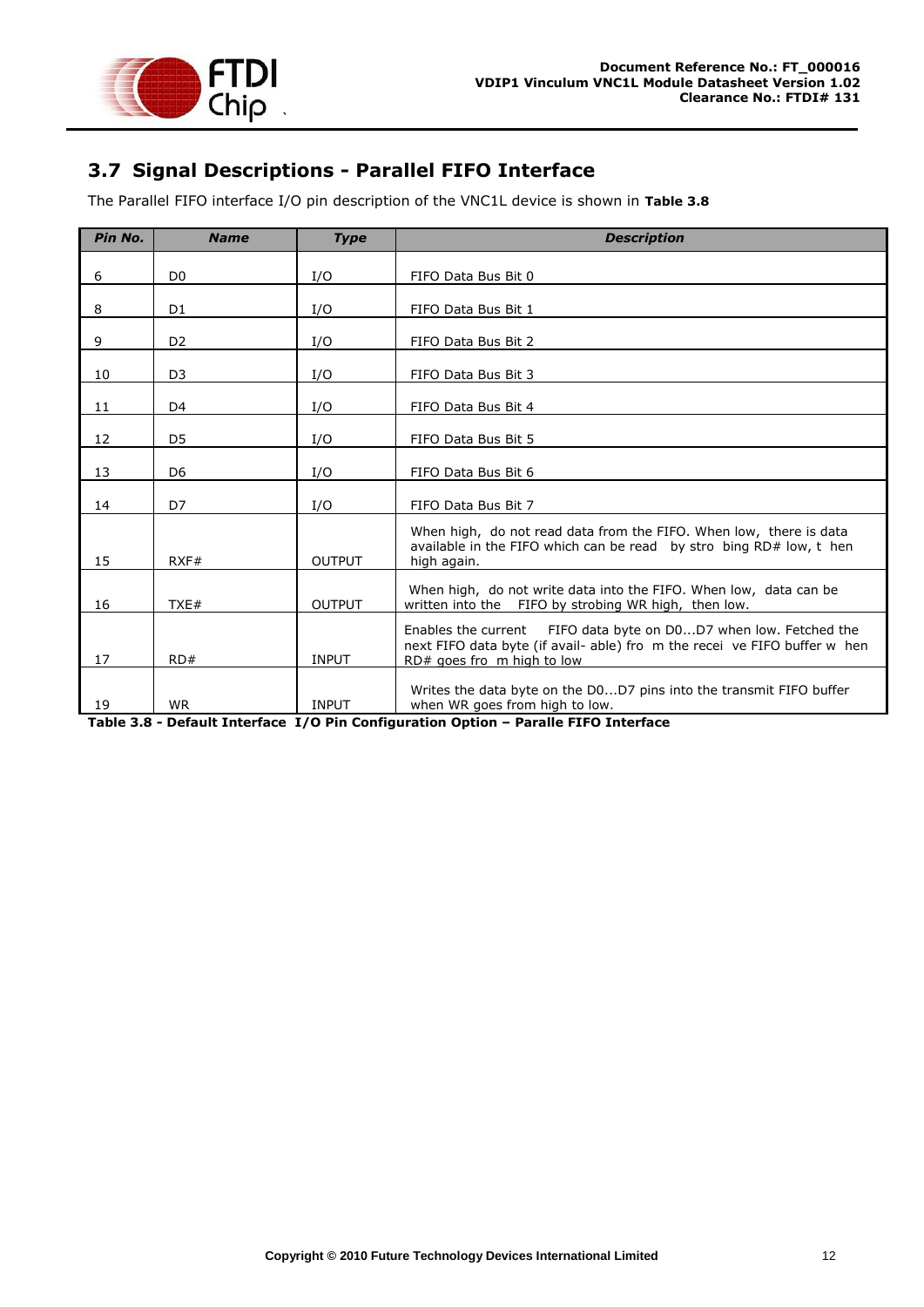## 3.7 Signal Descriptions - Parallel FIFO Interface

The Parallel FIFO interface I/O pin description of the VNC1L device is shown in **Table 3.8**

| Pin No. | Name | Type | Description |
|---|---|---|---|
| 6 | D0 | I/O | FIFO Data Bus Bit 0 |
| 8 | D1 | I/O | FIFO Data Bus Bit 1 |
| 9 | D2 | I/O | FIFO Data Bus Bit 2 |
| 10 | D3 | I/O | FIFO Data Bus Bit 3 |
| 11 | D4 | I/O | FIFO Data Bus Bit 4 |
| 12 | D5 | I/O | FIFO Data Bus Bit 5 |
| 13 | D6 | I/O | FIFO Data Bus Bit 6 |
| 14 | D7 | I/O | FIFO Data Bus Bit 7 |
| 15 | RXF# | OUTPUT | When high, do not read data from the FIFO. When low, there is data available in the FIFO which can be read by stro bing RD# low, t hen high again. |
| 16 | TXE# | OUTPUT | When high, do not write data into the FIFO. When low, data can be written into the FIFO by strobing WR high, then low. |
| 17 | RD# | INPUT | Enables the current FIFO data byte on D0...D7 when low. Fetched the next FIFO data byte (if avail- able) fro m the recei ve FIFO buffer w hen RD# goes fro m high to low |
| 19 | WR | INPUT | Writes the data byte on the D0...D7 pins into the transmit FIFO buffer when WR goes from high to low. |

**Table 3.8 - Default Interface I/O Pin Configuration Option – Paralle FIFO Interface**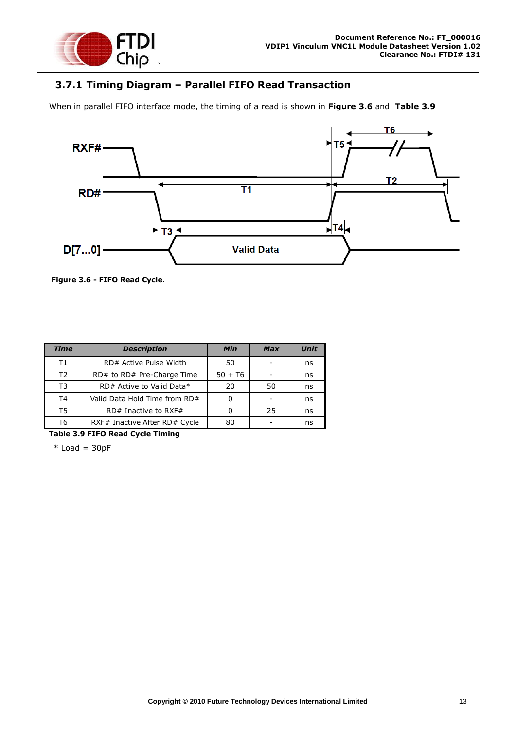### 3.7.1 Timing Diagram – Parallel FIFO Read Transaction

When in parallel FIFO interface mode, the timing of a read is shown in **Figure 3.6** and **Table 3.9**

**Figure 3.6 - FIFO Read Cycle.**

| Time | Description | Min | Max | Unit |
|---|---|---|---|---|
| T1 | RD# Active Pulse Width | 50 | - | ns |
| T2 | RD# to RD# Pre-Charge Time | 50 + T6 | - | ns |
| T3 | RD# Active to Valid Data* | 20 | 50 | ns |
| T4 | Valid Data Hold Time from RD# | 0 | - | ns |
| T5 | RD# Inactive to RXF# | 0 | 25 | ns |
| T6 | RXF# Inactive After RD# Cycle | 80 | - | ns |

**Table 3.9 FIFO Read Cycle Timing**

\* Load = 30pF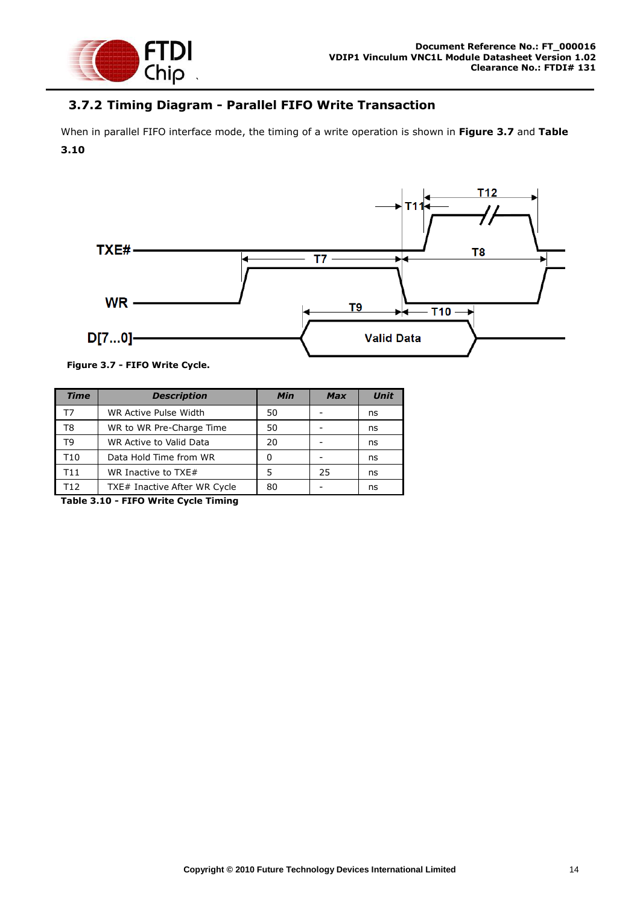### 3.7.2 Timing Diagram - Parallel FIFO Write Transaction

When in parallel FIFO interface mode, the timing of a write operation is shown in **Figure 3.7** and **Table 3.10**

**Figure 3.7 - FIFO Write Cycle.**

| Time | Description | Min | Max | Unit |
|---|---|---|---|---|
| T7 | WR Active Pulse Width | 50 | - | ns |
| T8 | WR to WR Pre-Charge Time | 50 | - | ns |
| T9 | WR Active to Valid Data | 20 | - | ns |
| T10 | Data Hold Time from WR | 0 | - | ns |
| T11 | WR Inactive to TXE# | 5 | 25 | ns |
| T12 | TXE# Inactive After WR Cycle | 80 | - | ns |

**Table 3.10 - FIFO Write Cycle Timing**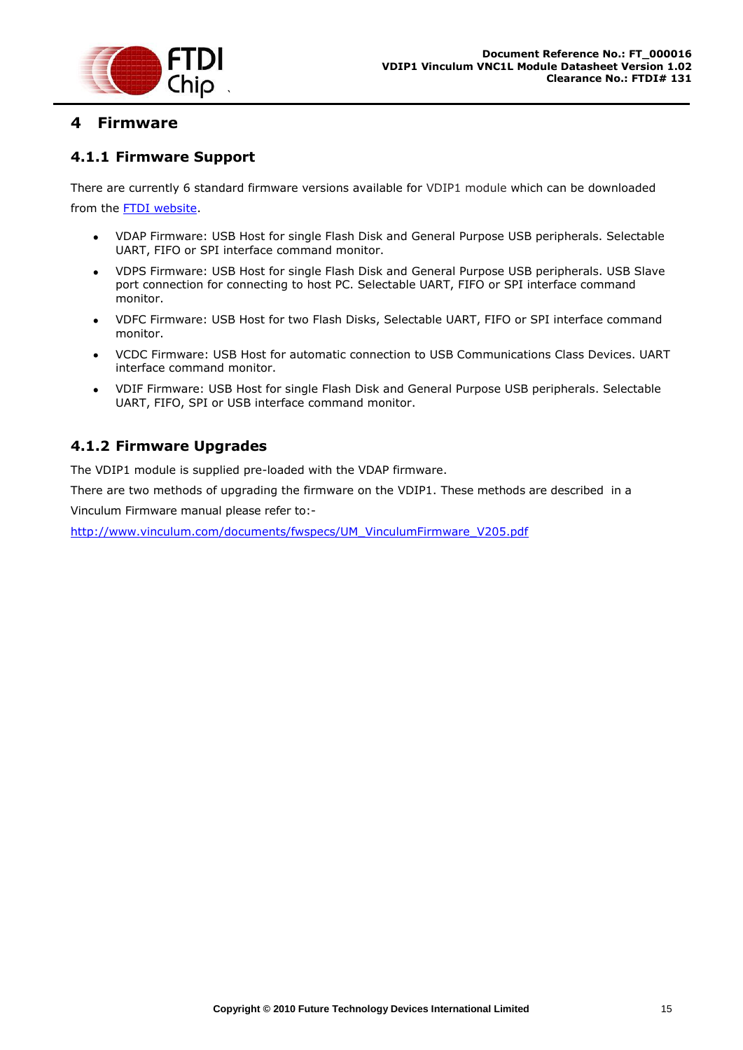# 4 Firmware

### 4.1.1 Firmware Support

There are currently 6 standard firmware versions available for VDIP1 module which can be downloaded from the FTDI website.

- VDAP Firmware: USB Host for single Flash Disk and General Purpose USB peripherals. Selectable UART, FIFO or SPI interface command monitor.
- VDPS Firmware: USB Host for single Flash Disk and General Purpose USB peripherals. USB Slave port connection for connecting to host PC. Selectable UART, FIFO or SPI interface command monitor.
- VDFC Firmware: USB Host for two Flash Disks, Selectable UART, FIFO or SPI interface command monitor.
- VCDC Firmware: USB Host for automatic connection to USB Communications Class Devices. UART interface command monitor.
- VDIF Firmware: USB Host for single Flash Disk and General Purpose USB peripherals. Selectable UART, FIFO, SPI or USB interface command monitor.

### 4.1.2 Firmware Upgrades

The VDIP1 module is supplied pre-loaded with the VDAP firmware.

There are two methods of upgrading the firmware on the VDIP1. These methods are described in a Vinculum Firmware manual please refer to:-

http://www.vinculum.com/documents/fwspecs/UM_VinculumFirmware_V205.pdf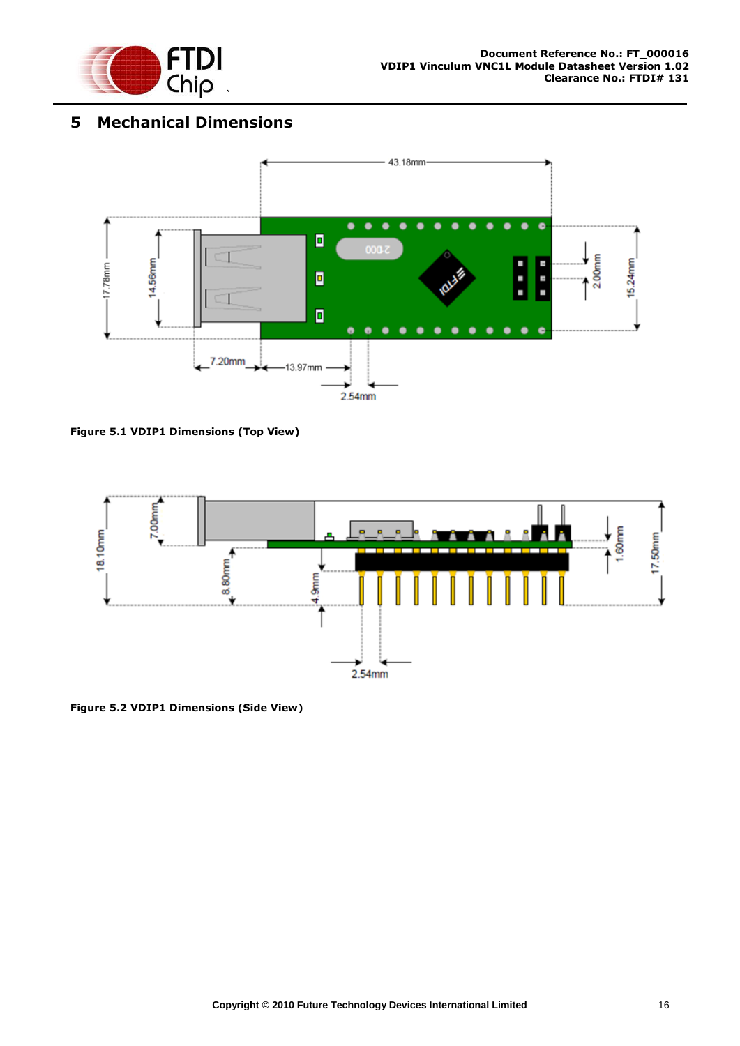# 5 Mechanical Dimensions

**Figure 5.1 VDIP1 Dimensions (Top View)**

**Figure 5.2 VDIP1 Dimensions (Side View)**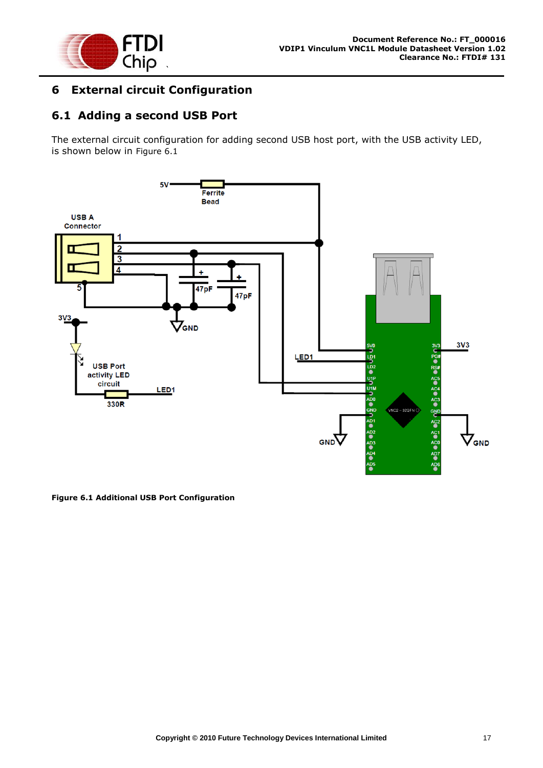# 6 External circuit Configuration

## 6.1 Adding a second USB Port

The external circuit configuration for adding second USB host port, with the USB activity LED, is shown below in Figure 6.1

**Figure 6.1 Additional USB Port Configuration**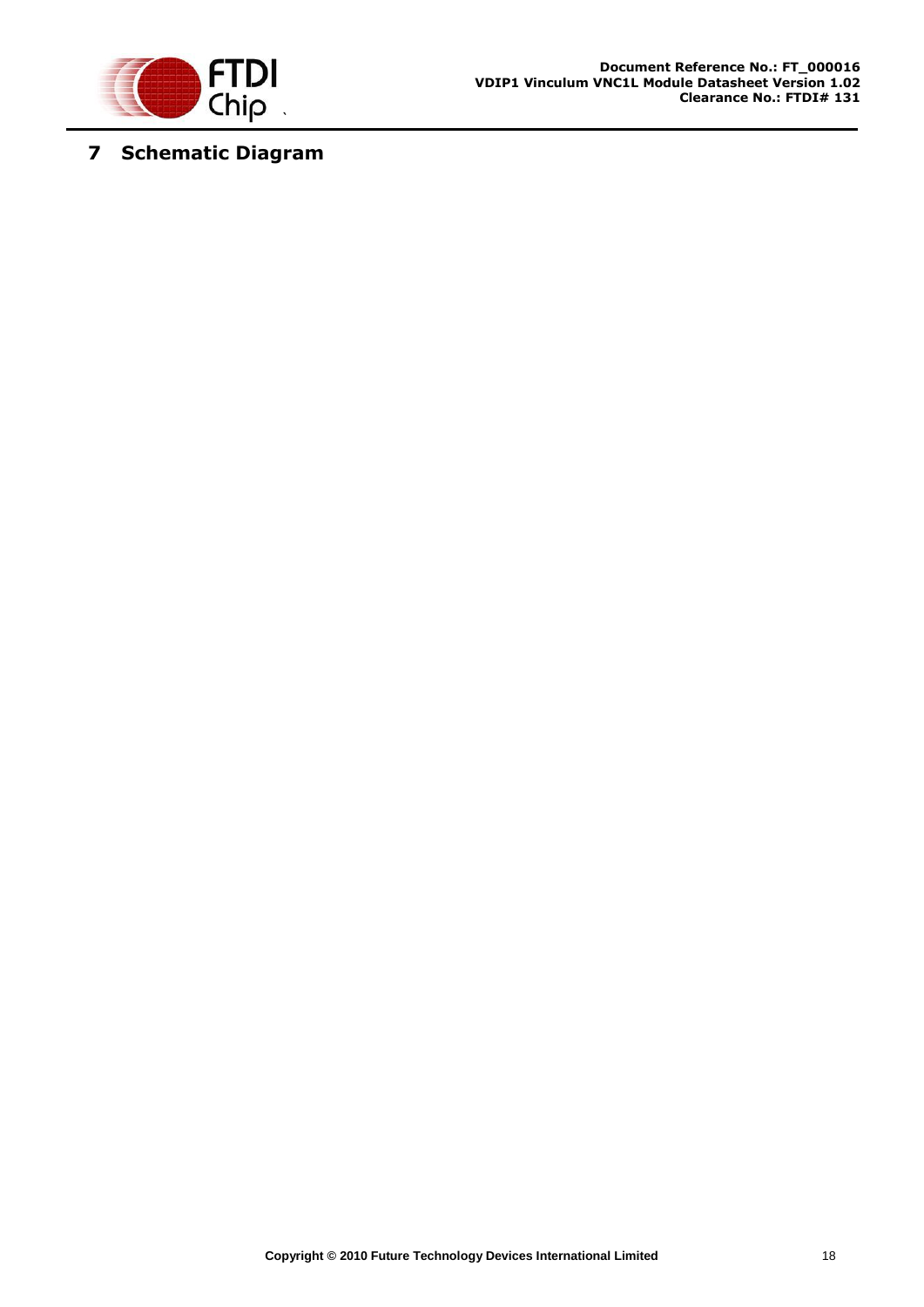# 7 Schematic Diagram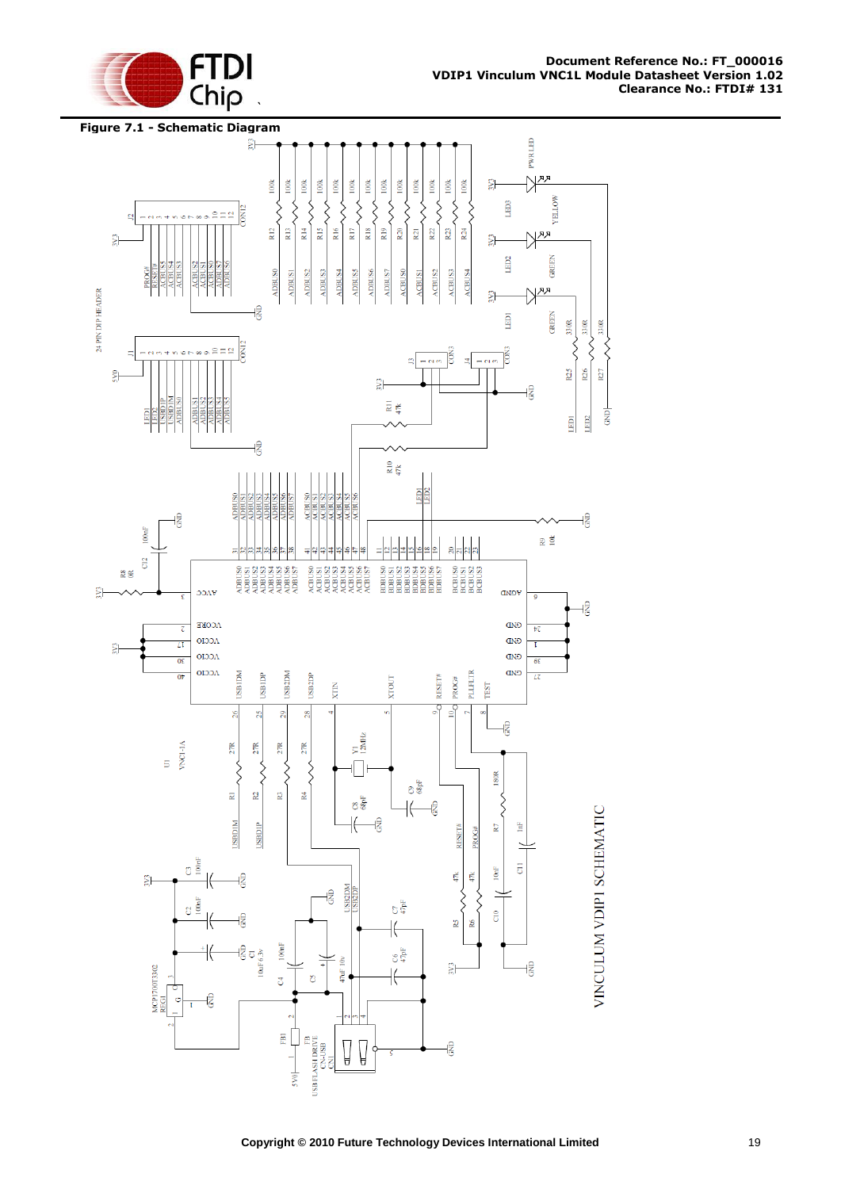**Figure 7.1 - Schematic Diagram**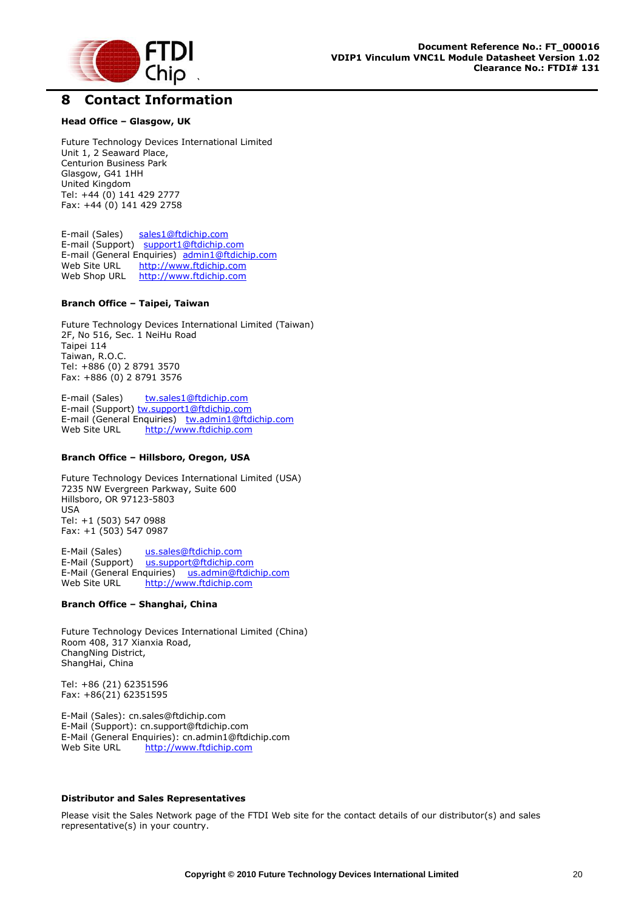# 8 Contact Information

**Head Office – Glasgow, UK**

Future Technology Devices International Limited
Unit 1, 2 Seaward Place,
Centurion Business Park
Glasgow, G41 1HH
United Kingdom
Tel: +44 (0) 141 429 2777
Fax: +44 (0) 141 429 2758

E-mail (Sales) sales1@ftdichip.com
E-mail (Support) support1@ftdichip.com
E-mail (General Enquiries) admin1@ftdichip.com
Web Site URL http://www.ftdichip.com
Web Shop URL http://www.ftdichip.com

**Branch Office – Taipei, Taiwan**

Future Technology Devices International Limited (Taiwan)
2F, No 516, Sec. 1 NeiHu Road
Taipei 114
Taiwan, R.O.C.
Tel: +886 (0) 2 8791 3570
Fax: +886 (0) 2 8791 3576

E-mail (Sales) tw.sales1@ftdichip.com
E-mail (Support) tw.support1@ftdichip.com
E-mail (General Enquiries) tw.admin1@ftdichip.com
Web Site URL http://www.ftdichip.com

**Branch Office – Hillsboro, Oregon, USA**

Future Technology Devices International Limited (USA)
7235 NW Evergreen Parkway, Suite 600
Hillsboro, OR 97123-5803
USA
Tel: +1 (503) 547 0988
Fax: +1 (503) 547 0987

E-Mail (Sales) us.sales@ftdichip.com
E-Mail (Support) us.support@ftdichip.com
E-Mail (General Enquiries) us.admin@ftdichip.com
Web Site URL http://www.ftdichip.com

**Branch Office – Shanghai, China**

Future Technology Devices International Limited (China)
Room 408, 317 Xianxia Road,
ChangNing District,
ShangHai, China

Tel: +86 (21) 62351596
Fax: +86(21) 62351595

E-Mail (Sales): cn.sales@ftdichip.com
E-Mail (Support): cn.support@ftdichip.com
E-Mail (General Enquiries): cn.admin1@ftdichip.com
Web Site URL http://www.ftdichip.com

**Distributor and Sales Representatives**

Please visit the Sales Network page of the FTDI Web site for the contact details of our distributor(s) and sales representative(s) in your country.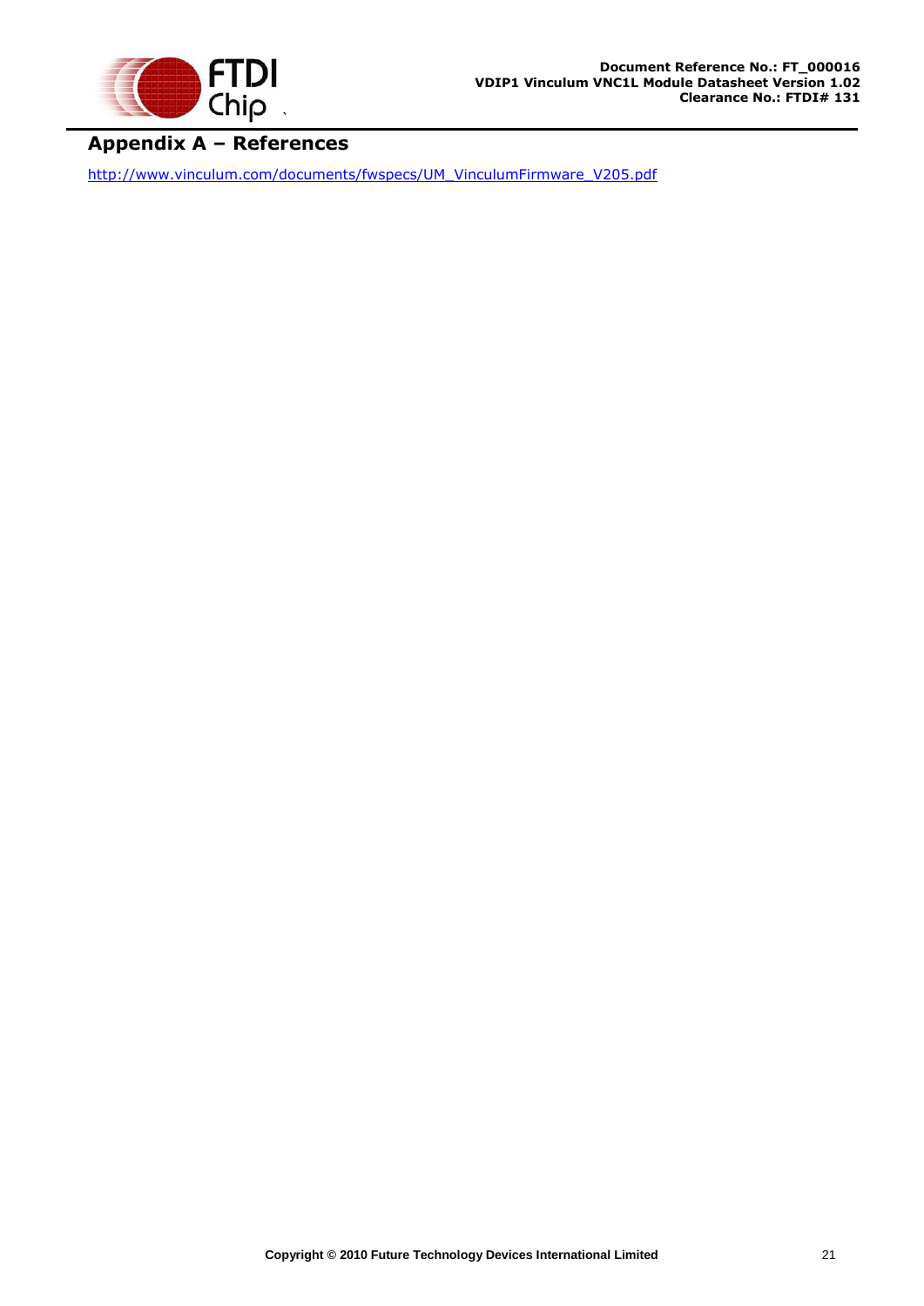# Appendix A – References

http://www.vinculum.com/documents/fwspecs/UM_VinculumFirmware_V205.pdf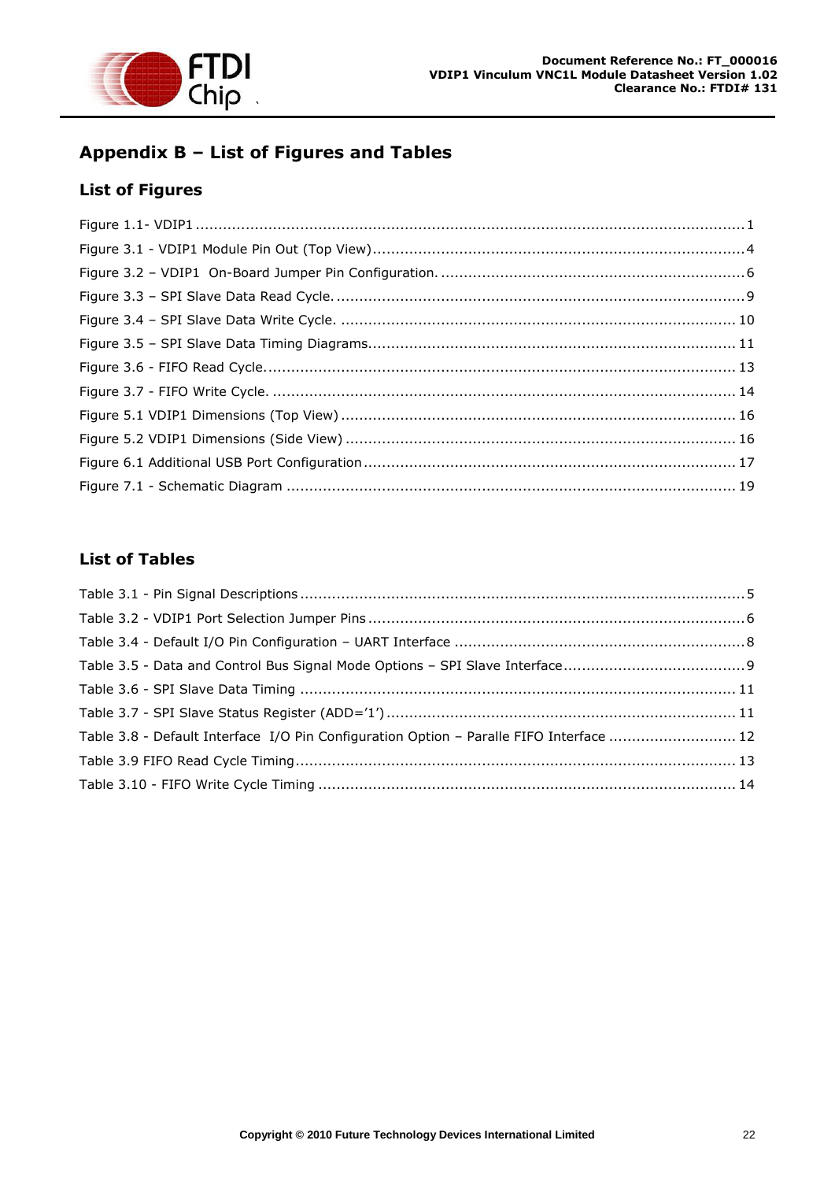# Appendix B – List of Figures and Tables

## List of Figures

Figure 1.1- VDIP1 ........................................................................................................................ 1

Figure 3.1 - VDIP1 Module Pin Out (Top View).................................................................................. 4

Figure 3.2 – VDIP1 On-Board Jumper Pin Configuration. ................................................................... 6

Figure 3.3 – SPI Slave Data Read Cycle. .......................................................................................... 9

Figure 3.4 – SPI Slave Data Write Cycle. ....................................................................................... 10

Figure 3.5 – SPI Slave Data Timing Diagrams.................................................................................. 11

Figure 3.6 - FIFO Read Cycle......................................................................................................... 13

Figure 3.7 - FIFO Write Cycle. ...................................................................................................... 14

Figure 5.1 VDIP1 Dimensions (Top View) ....................................................................................... 16

Figure 5.2 VDIP1 Dimensions (Side View) ...................................................................................... 16

Figure 6.1 Additional USB Port Configuration .................................................................................. 17

Figure 7.1 - Schematic Diagram .................................................................................................... 19

## List of Tables

Table 3.1 - Pin Signal Descriptions .................................................................................................. 5

Table 3.2 - VDIP1 Port Selection Jumper Pins ................................................................................... 6

Table 3.4 - Default I/O Pin Configuration – UART Interface ................................................................ 8

Table 3.5 - Data and Control Bus Signal Mode Options – SPI Slave Interface........................................ 9

Table 3.6 - SPI Slave Data Timing ................................................................................................ 11

Table 3.7 - SPI Slave Status Register (ADD='1') ............................................................................. 11

Table 3.8 - Default Interface I/O Pin Configuration Option – Paralle FIFO Interface ............................ 12

Table 3.9 FIFO Read Cycle Timing................................................................................................. 13

Table 3.10 - FIFO Write Cycle Timing ............................................................................................ 14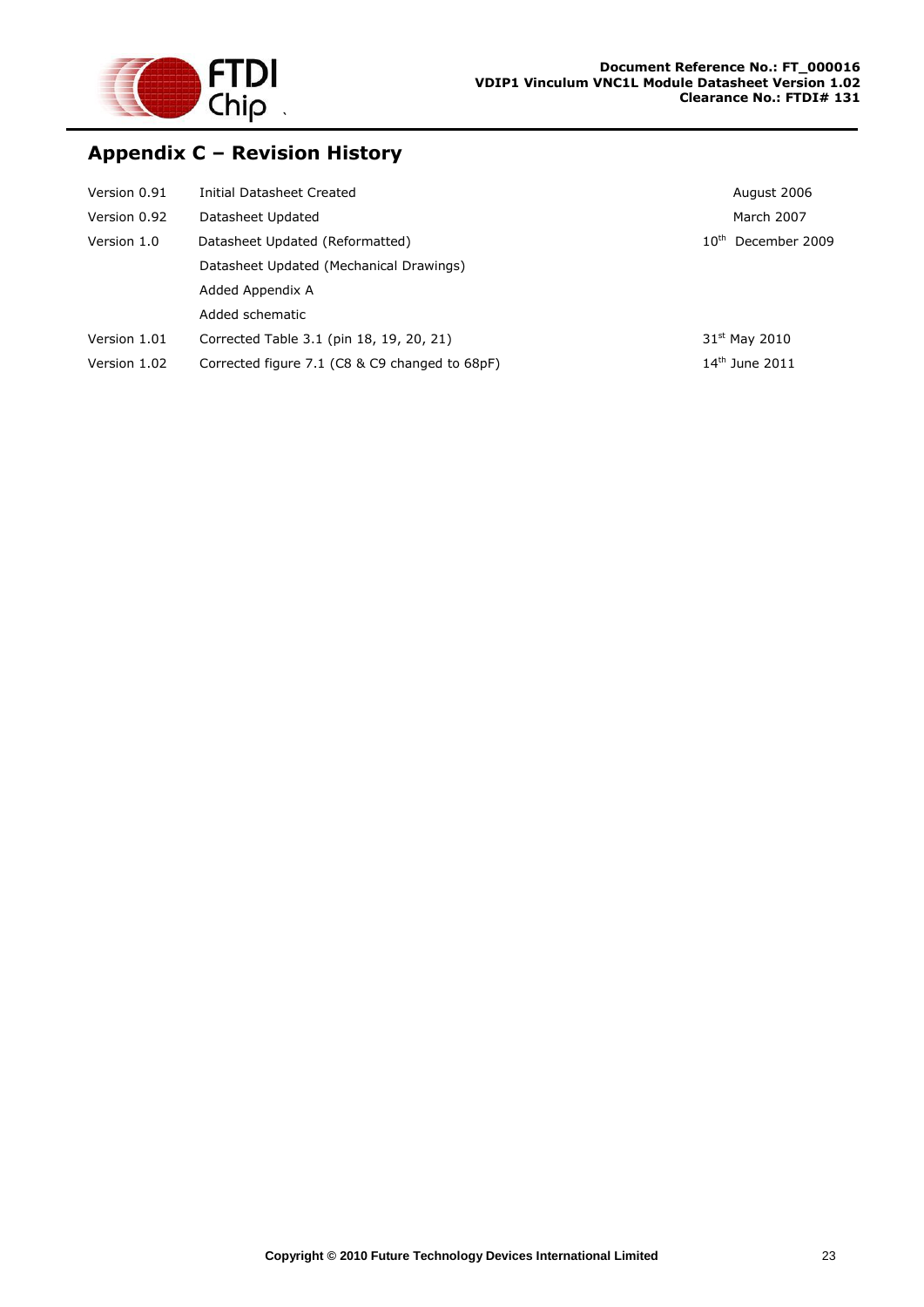# Appendix C – Revision History

| | | |
|---|---|---|
| Version 0.91 | Initial Datasheet Created | August 2006 |
| Version 0.92 | Datasheet Updated | March 2007 |
| Version 1.0 | Datasheet Updated (Reformatted) | 10th December 2009 |
| | Datasheet Updated (Mechanical Drawings) | |
| | Added Appendix A | |
| | Added schematic | |
| Version 1.01 | Corrected Table 3.1 (pin 18, 19, 20, 21) | 31st May 2010 |
| Version 1.02 | Corrected figure 7.1 (C8 & C9 changed to 68pF) | 14th June 2011 |